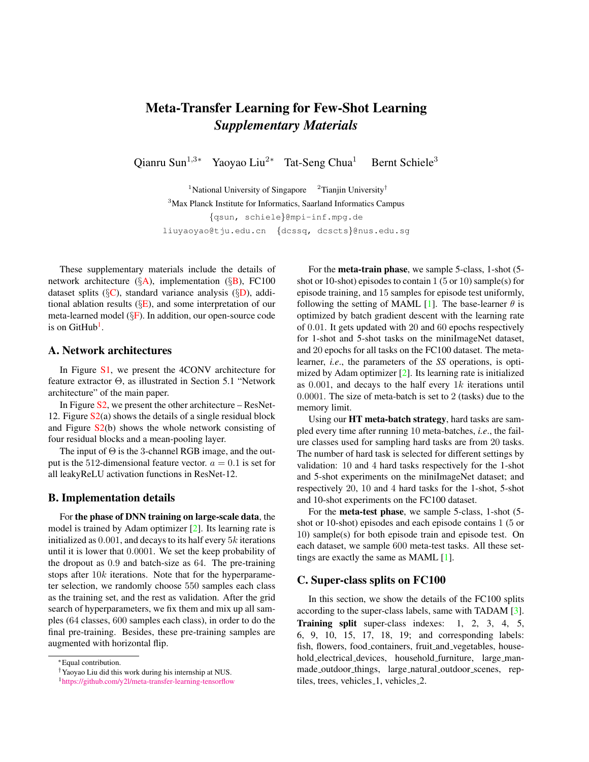# Meta-Transfer Learning for Few-Shot Learning
## *Supplementary Materials*

Qianru Sun[1,3*] Yaoyao Liu[2*] Tat-Seng Chua[1] Bernt Schiele[3]

[1]National University of Singapore [2]Tianjin University[†]
[3]Max Planck Institute for Informatics, Saarland Informatics Campus
{qsun, schiele}@mpi-inf.mpg.de
liuyaoyao@tju.edu.cn {dcssq, dcscts}@nus.edu.sg

These supplementary materials include the details of network architecture (§A), implementation (§B), FC100 dataset splits (§C), standard variance analysis (§D), additional ablation results (§E), and some interpretation of our meta-learned model (§F). In addition, our open-source code is on GitHub[1].

## A. Network architectures

In Figure S1, we present the 4CONV architecture for feature extractor $\Theta$, as illustrated in Section 5.1 "Network architecture" of the main paper.

In Figure S2, we present the other architecture – ResNet-12. Figure S2(a) shows the details of a single residual block and Figure S2(b) shows the whole network consisting of four residual blocks and a mean-pooling layer.

The input of $\Theta$ is the 3-channel RGB image, and the output is the 512-dimensional feature vector. $a = 0.1$ is set for all leakyReLU activation functions in ResNet-12.

## B. Implementation details

For **the phase of DNN training on large-scale data**, the model is trained by Adam optimizer [2]. Its learning rate is initialized as $0.001$, and decays to its half every $5k$ iterations until it is lower that $0.0001$. We set the keep probability of the dropout as $0.9$ and batch-size as $64$. The pre-training stops after $10k$ iterations. Note that for the hyperparameter selection, we randomly choose 550 samples each class as the training set, and the rest as validation. After the grid search of hyperparameters, we fix them and mix up all samples (64 classes, 600 samples each class), in order to do the final pre-training. Besides, these pre-training samples are augmented with horizontal flip.

For the **meta-train phase**, we sample 5-class, 1-shot (5-shot or 10-shot) episodes to contain 1 (5 or 10) sample(s) for episode training, and 15 samples for episode test uniformly, following the setting of MAML [1]. The base-learner $\theta$ is optimized by batch gradient descent with the learning rate of $0.01$. It gets updated with 20 and 60 epochs respectively for 1-shot and 5-shot tasks on the miniImageNet dataset, and 20 epochs for all tasks on the FC100 dataset. The meta-learner, *i.e.*, the parameters of the *SS* operations, is optimized by Adam optimizer [2]. Its learning rate is initialized as $0.001$, and decays to the half every $1k$ iterations until $0.0001$. The size of meta-batch is set to 2 (tasks) due to the memory limit.

Using our **HT meta-batch strategy**, hard tasks are sampled every time after running 10 meta-batches, *i.e.*, the failure classes used for sampling hard tasks are from 20 tasks. The number of hard task is selected for different settings by validation: 10 and 4 hard tasks respectively for the 1-shot and 5-shot experiments on the miniImageNet dataset; and respectively 20, 10 and 4 hard tasks for the 1-shot, 5-shot and 10-shot experiments on the FC100 dataset.

For the **meta-test phase**, we sample 5-class, 1-shot (5-shot or 10-shot) episodes and each episode contains 1 (5 or 10) sample(s) for both episode train and episode test. On each dataset, we sample 600 meta-test tasks. All these settings are exactly the same as MAML [1].

## C. Super-class splits on FC100

In this section, we show the details of the FC100 splits according to the super-class labels, same with TADAM [3]. **Training split** super-class indexes: 1, 2, 3, 4, 5, 6, 9, 10, 15, 17, 18, 19; and corresponding labels: fish, flowers, food_containers, fruit_and_vegetables, household_electrical_devices, household_furniture, large_man-made_outdoor_things, large_natural_outdoor_scenes, reptiles, trees, vehicles_1, vehicles_2.

---

*Equal contribution.
†Yaoyao Liu did this work during his internship at NUS.
[1]https://github.com/y2l/meta-transfer-learning-tensorflow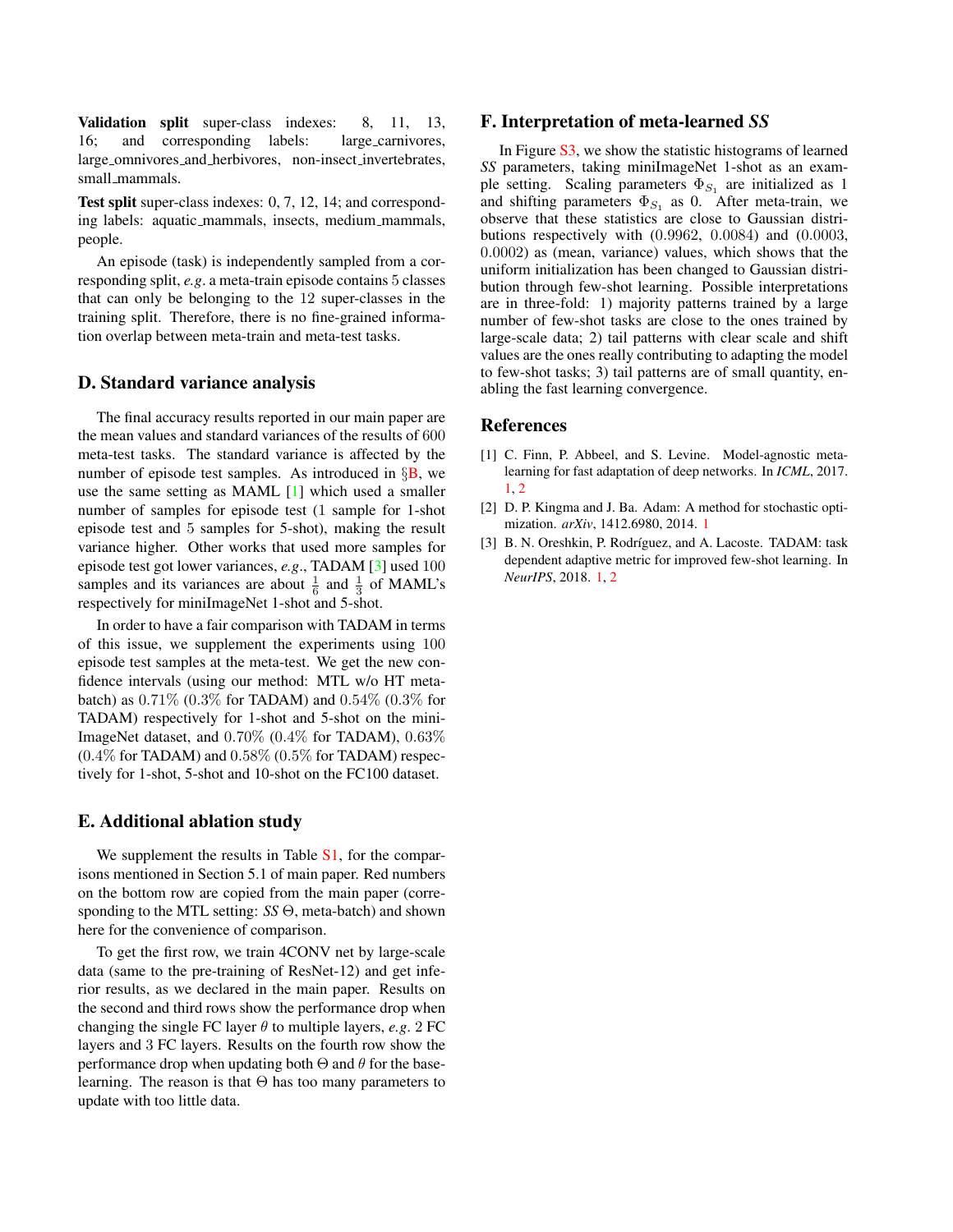**Validation split** super-class indexes: 8, 11, 13, 16; and corresponding labels: large_carnivores, large_omnivores_and_herbivores, non-insect_invertebrates, small_mammals.

**Test split** super-class indexes: 0, 7, 12, 14; and corresponding labels: aquatic_mammals, insects, medium_mammals, people.

An episode (task) is independently sampled from a corresponding split, *e.g*. a meta-train episode contains 5 classes that can only be belonging to the 12 super-classes in the training split. Therefore, there is no fine-grained information overlap between meta-train and meta-test tasks.

## D. Standard variance analysis

The final accuracy results reported in our main paper are the mean values and standard variances of the results of 600 meta-test tasks. The standard variance is affected by the number of episode test samples. As introduced in §B, we use the same setting as MAML [1] which used a smaller number of samples for episode test (1 sample for 1-shot episode test and 5 samples for 5-shot), making the result variance higher. Other works that used more samples for episode test got lower variances, *e.g*., TADAM [3] used 100 samples and its variances are about $\frac{1}{6}$ and $\frac{1}{3}$ of MAML's respectively for miniImageNet 1-shot and 5-shot.

In order to have a fair comparison with TADAM in terms of this issue, we supplement the experiments using 100 episode test samples at the meta-test. We get the new confidence intervals (using our method: MTL w/o HT meta-batch) as 0.71% (0.3% for TADAM) and 0.54% (0.3% for TADAM) respectively for 1-shot and 5-shot on the miniImageNet dataset, and 0.70% (0.4% for TADAM), 0.63% (0.4% for TADAM) and 0.58% (0.5% for TADAM) respectively for 1-shot, 5-shot and 10-shot on the FC100 dataset.

## E. Additional ablation study

We supplement the results in Table S1, for the comparisons mentioned in Section 5.1 of main paper. Red numbers on the bottom row are copied from the main paper (corresponding to the MTL setting: *SS* $\Theta$, meta-batch) and shown here for the convenience of comparison.

To get the first row, we train 4CONV net by large-scale data (same to the pre-training of ResNet-12) and get inferior results, as we declared in the main paper. Results on the second and third rows show the performance drop when changing the single FC layer $\theta$ to multiple layers, *e.g*. 2 FC layers and 3 FC layers. Results on the fourth row show the performance drop when updating both $\Theta$ and $\theta$ for the base-learning. The reason is that $\Theta$ has too many parameters to update with too little data.

## F. Interpretation of meta-learned *SS*

In Figure S3, we show the statistic histograms of learned *SS* parameters, taking miniImageNet 1-shot as an example setting. Scaling parameters $\Phi_{S_1}$ are initialized as 1 and shifting parameters $\Phi_{S_1}$ as 0. After meta-train, we observe that these statistics are close to Gaussian distributions respectively with (0.9962, 0.0084) and (0.0003, 0.0002) as (mean, variance) values, which shows that the uniform initialization has been changed to Gaussian distribution through few-shot learning. Possible interpretations are in three-fold: 1) majority patterns trained by a large number of few-shot tasks are close to the ones trained by large-scale data; 2) tail patterns with clear scale and shift values are the ones really contributing to adapting the model to few-shot tasks; 3) tail patterns are of small quantity, enabling the fast learning convergence.

## References

[1] C. Finn, P. Abbeel, and S. Levine. Model-agnostic meta-learning for fast adaptation of deep networks. In *ICML*, 2017. 1, 2

[2] D. P. Kingma and J. Ba. Adam: A method for stochastic optimization. *arXiv*, 1412.6980, 2014. 1

[3] B. N. Oreshkin, P. Rodríguez, and A. Lacoste. TADAM: task dependent adaptive metric for improved few-shot learning. In *NeurIPS*, 2018. 1, 2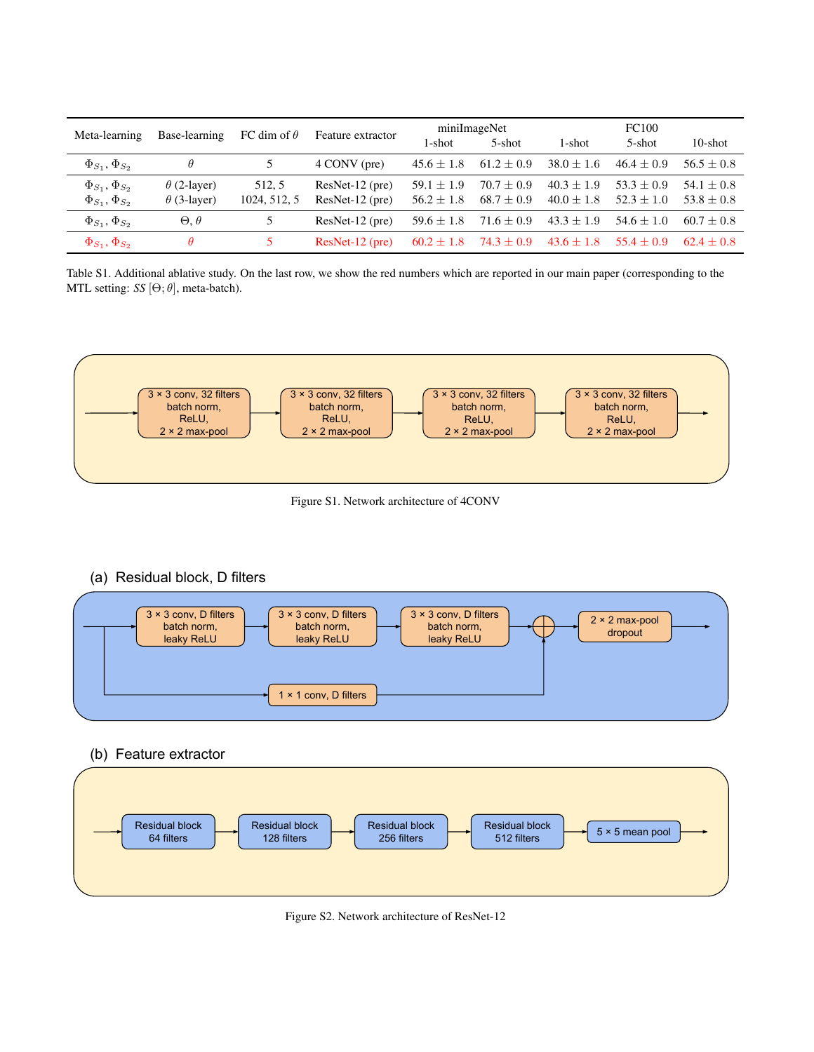| Meta-learning | Base-learning | FC dim of $\theta$ | Feature extractor | miniImageNet | | FC100 | | |
|---|---|---|---|---|---|---|---|---|
| | | | | 1-shot | 5-shot | 1-shot | 5-shot | 10-shot |
| $\Phi_{S_1}$, $\Phi_{S_2}$ | $\theta$ | 5 | 4 CONV (pre) | $45.6 \pm 1.8$ | $61.2 \pm 0.9$ | $38.0 \pm 1.6$ | $46.4 \pm 0.9$ | $56.5 \pm 0.8$ |
| $\Phi_{S_1}$, $\Phi_{S_2}$ | $\theta$ (2-layer) | 512, 5 | ResNet-12 (pre) | $59.1 \pm 1.9$ | $70.7 \pm 0.9$ | $40.3 \pm 1.9$ | $53.3 \pm 0.9$ | $54.1 \pm 0.8$ |
| $\Phi_{S_1}$, $\Phi_{S_2}$ | $\theta$ (3-layer) | 1024, 512, 5 | ResNet-12 (pre) | $56.2 \pm 1.8$ | $68.7 \pm 0.9$ | $40.0 \pm 1.8$ | $52.3 \pm 1.0$ | $53.8 \pm 0.8$ |
| $\Phi_{S_1}$, $\Phi_{S_2}$ | $\Theta$, $\theta$ | 5 | ResNet-12 (pre) | $59.6 \pm 1.8$ | $71.6 \pm 0.9$ | $43.3 \pm 1.9$ | $54.6 \pm 1.0$ | $60.7 \pm 0.8$ |
| $\Phi_{S_1}$, $\Phi_{S_2}$ | $\theta$ | 5 | ResNet-12 (pre) | $60.2 \pm 1.8$ | $74.3 \pm 0.9$ | $43.6 \pm 1.8$ | $55.4 \pm 0.9$ | $62.4 \pm 0.8$ |

Table S1. Additional ablative study. On the last row, we show the red numbers which are reported in our main paper (corresponding to the MTL setting: *SS* $[\Theta; \theta]$, meta-batch).

3 × 3 conv, 32 filters
batch norm,
ReLU,
2 × 2 max-pool

3 × 3 conv, 32 filters
batch norm,
ReLU,
2 × 2 max-pool

3 × 3 conv, 32 filters
batch norm,
ReLU,
2 × 2 max-pool

3 × 3 conv, 32 filters
batch norm,
ReLU,
2 × 2 max-pool

Figure S1. Network architecture of 4CONV

(a) Residual block, D filters

3 × 3 conv, D filters
batch norm,
leaky ReLU

3 × 3 conv, D filters
batch norm,
leaky ReLU

3 × 3 conv, D filters
batch norm,
leaky ReLU

2 × 2 max-pool
dropout

1 × 1 conv, D filters

(b) Feature extractor

Residual block
64 filters

Residual block
128 filters

Residual block
256 filters

Residual block
512 filters

5 × 5 mean pool

Figure S2. Network architecture of ResNet-12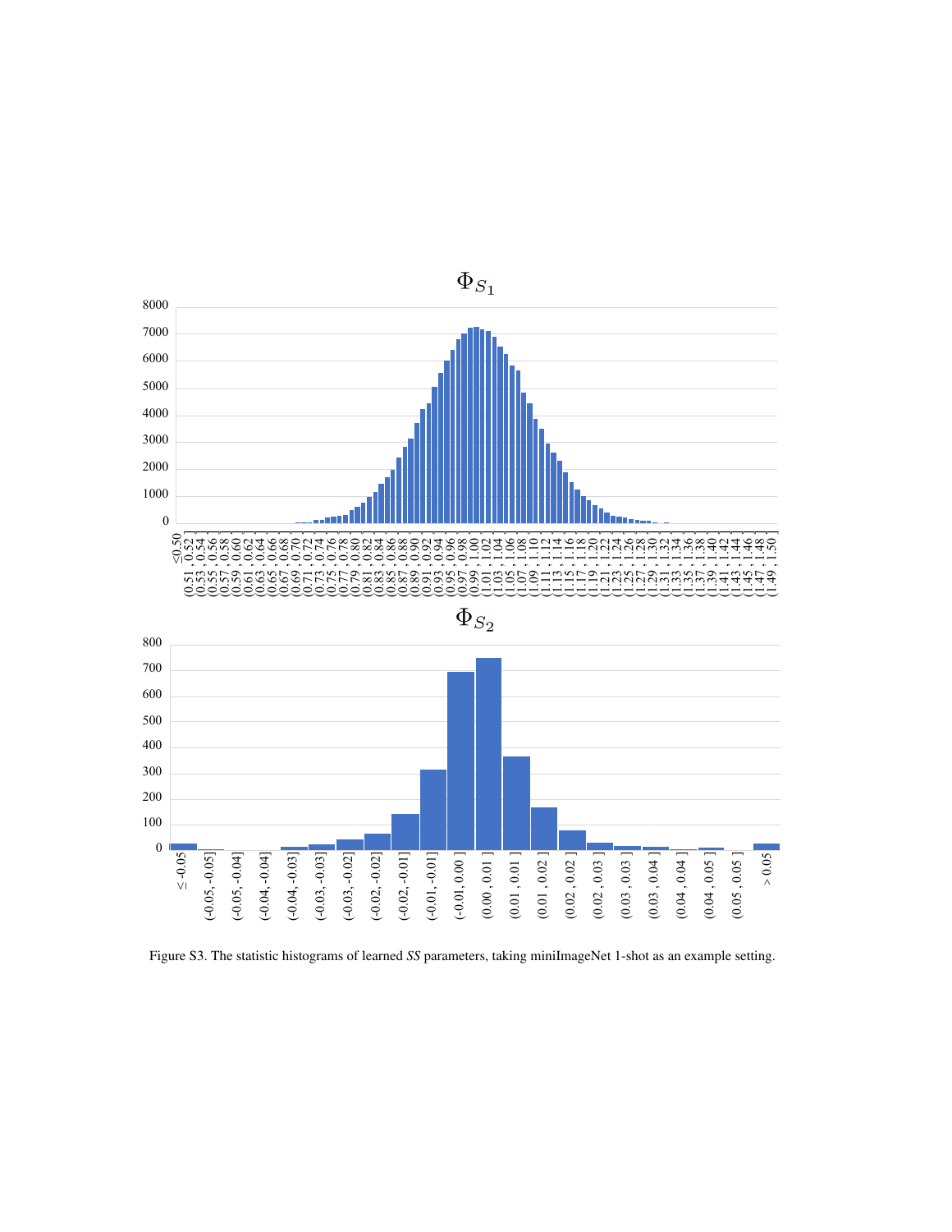$\Phi_{S_1}$

8000
7000
6000
5000
4000
3000
2000
1000
0

≤0.50
(0.51 , 0.52 ]
(0.53 , 0.54 ]
(0.55 , 0.56 ]
(0.57 , 0.58 ]
(0.59 , 0.60 ]
(0.61 , 0.62 ]
(0.63 , 0.64 ]
(0.65 , 0.66 ]
(0.67 , 0.68 ]
(0.69 , 0.70 ]
(0.71 , 0.72 ]
(0.73 , 0.74 ]
(0.75 , 0.76 ]
(0.77 , 0.78 ]
(0.79 , 0.80 ]
(0.81 , 0.82 ]
(0.83 , 0.84 ]
(0.85 , 0.86 ]
(0.87 , 0.88 ]
(0.89 , 0.90 ]
(0.91 , 0.92 ]
(0.93 , 0.94 ]
(0.95 , 0.96 ]
(0.97 , 0.98 ]
(0.99 , 1.00 ]
(1.01 , 1.02 ]
(1.03 , 1.04 ]
(1.05 , 1.06 ]
(1.07 , 1.08 ]
(1.09 , 1.10 ]
(1.11 , 1.12 ]
(1.13 , 1.14 ]
(1.15 , 1.16 ]
(1.17 , 1.18 ]
(1.19 , 1.20 ]
(1.21 , 1.22 ]
(1.23 , 1.24 ]
(1.25 , 1.26 ]
(1.27 , 1.28 ]
(1.29 , 1.30 ]
(1.31 , 1.32 ]
(1.33 , 1.34 ]
(1.35 , 1.36 ]
(1.37 , 1.38 ]
(1.39 , 1.40 ]
(1.41 , 1.42 ]
(1.43 , 1.44 ]
(1.45 , 1.46 ]
(1.47 , 1.48 ]
(1.49 , 1.50 ]

$\Phi_{S_2}$

800
700
600
500
400
300
200
100
0

≤ -0.05
(-0.05, -0.05]
(-0.05, -0.04]
(-0.04, -0.04]
(-0.04, -0.03]
(-0.03, -0.03]
(-0.03, -0.02]
(-0.02, -0.02]
(-0.02, -0.01]
(-0.01, -0.01]
(-0.01, 0.00 ]
(0.00 , 0.01 ]
(0.01 , 0.01 ]
(0.01 , 0.02 ]
(0.02 , 0.02 ]
(0.02 , 0.03 ]
(0.03 , 0.03 ]
(0.03 , 0.04 ]
(0.04 , 0.04 ]
(0.04 , 0.05 ]
(0.05 , 0.05 ]
> 0.05

Figure S3. The statistic histograms of learned *SS* parameters, taking miniImageNet 1-shot as an example setting.